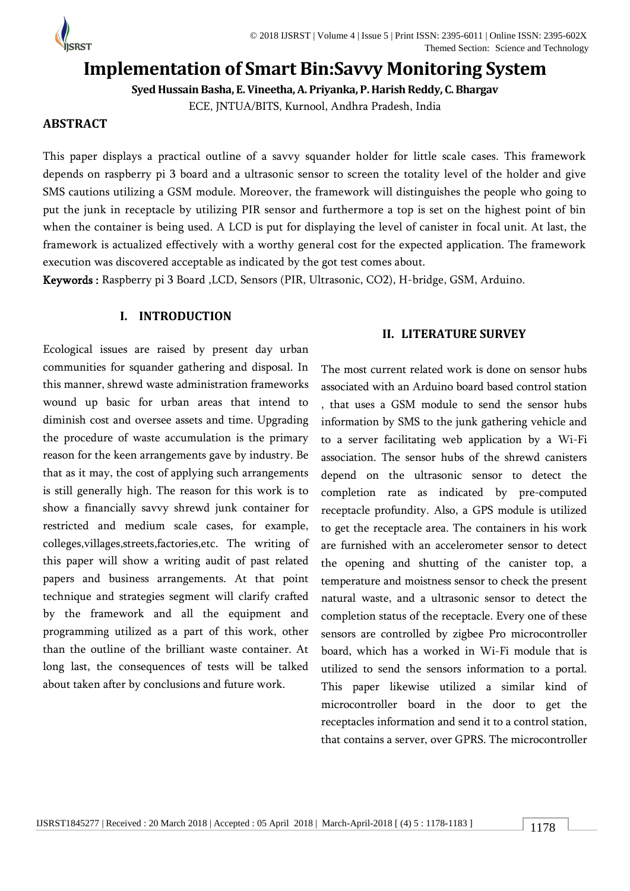# Implementation of Smart Bin:Savvy Monitoring System

**Syed Hussain Basha, E. Vineetha, A. Priyanka, P. Harish Reddy, C. Bhargav**

ECE, JNTUA/BITS, Kurnool, Andhra Pradesh, India

## ABSTRACT

This paper displays a practical outline of a savvy squander holder for little scale cases. This framework depends on raspberry pi 3 board and a ultrasonic sensor to screen the totality level of the holder and give SMS cautions utilizing a GSM module. Moreover, the framework will distinguishes the people who going to put the junk in receptacle by utilizing PIR sensor and furthermore a top is set on the highest point of bin when the container is being used. A LCD is put for displaying the level of canister in focal unit. At last, the framework is actualized effectively with a worthy general cost for the expected application. The framework execution was discovered acceptable as indicated by the got test comes about.

**Keywords :** Raspberry pi 3 Board ,LCD, Sensors (PIR, Ultrasonic, CO2), H-bridge, GSM, Arduino.

## I. INTRODUCTION

Ecological issues are raised by present day urban communities for squander gathering and disposal. In this manner, shrewd waste administration frameworks wound up basic for urban areas that intend to diminish cost and oversee assets and time. Upgrading the procedure of waste accumulation is the primary reason for the keen arrangements gave by industry. Be that as it may, the cost of applying such arrangements is still generally high. The reason for this work is to show a financially savvy shrewd junk container for restricted and medium scale cases, for example, colleges,villages,streets,factories,etc. The writing of this paper will show a writing audit of past related papers and business arrangements. At that point technique and strategies segment will clarify crafted by the framework and all the equipment and programming utilized as a part of this work, other than the outline of the brilliant waste container. At long last, the consequences of tests will be talked about taken after by conclusions and future work.

## II. LITERATURE SURVEY

The most current related work is done on sensor hubs associated with an Arduino board based control station , that uses a GSM module to send the sensor hubs information by SMS to the junk gathering vehicle and to a server facilitating web application by a Wi-Fi association. The sensor hubs of the shrewd canisters depend on the ultrasonic sensor to detect the completion rate as indicated by pre-computed receptacle profundity. Also, a GPS module is utilized to get the receptacle area. The containers in his work are furnished with an accelerometer sensor to detect the opening and shutting of the canister top, a temperature and moistness sensor to check the present natural waste, and a ultrasonic sensor to detect the completion status of the receptacle. Every one of these sensors are controlled by zigbee Pro microcontroller board, which has a worked in Wi-Fi module that is utilized to send the sensors information to a portal. This paper likewise utilized a similar kind of microcontroller board in the door to get the receptacles information and send it to a control station, that contains a server, over GPRS. The microcontroller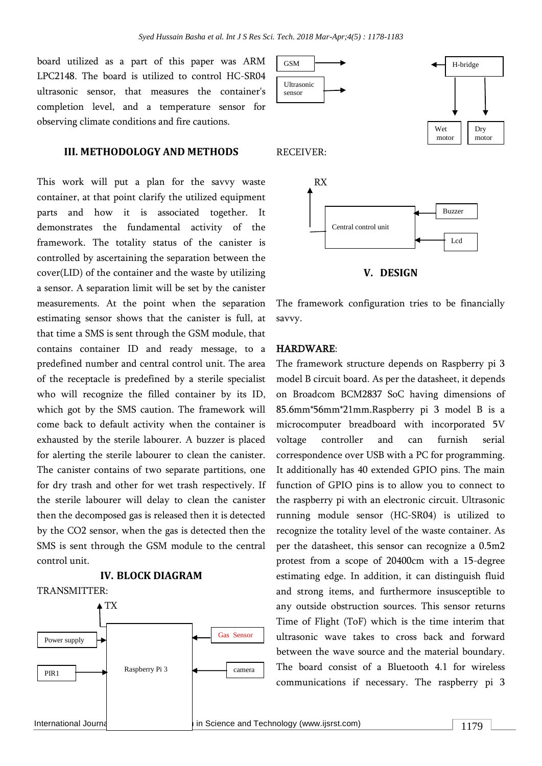board utilized as a part of this paper was ARM LPC2148. The board is utilized to control HC-SR04 ultrasonic sensor, that measures the container's completion level, and a temperature sensor for observing climate conditions and fire cautions.

## III. METHODOLOGY AND METHODS

This work will put a plan for the savvy waste container, at that point clarify the utilized equipment parts and how it is associated together. It demonstrates the fundamental activity of the framework. The totality status of the canister is controlled by ascertaining the separation between the cover(LID) of the container and the waste by utilizing a sensor. A separation limit will be set by the canister measurements. At the point when the separation estimating sensor shows that the canister is full, at that time a SMS is sent through the GSM module, that contains container ID and ready message, to a predefined number and central control unit. The area of the receptacle is predefined by a sterile specialist who will recognize the filled container by its ID, which got by the SMS caution. The framework will come back to default activity when the container is exhausted by the sterile labourer. A buzzer is placed for alerting the sterile labourer to clean the canister. The canister contains of two separate partitions, one for dry trash and other for wet trash respectively. If the sterile labourer will delay to clean the canister then the decomposed gas is released then it is detected by the $CO_2$ sensor, when the gas is detected then the SMS is sent through the GSM module to the central control unit.

## IV. BLOCK DIAGRAM

TRANSMITTER:

TX

Power supply → Raspberry Pi 3 ← Gas Sensor

PIR1 → Raspberry Pi 3 ← camera

GSM →

Ultrasonic sensor →

← H-bridge

H-bridge → Wet motor, Dry motor

RECEIVER:

RX

Central control unit ← Buzzer

Central control unit ← Lcd

## V. DESIGN

The framework configuration tries to be financially savvy.

**HARDWARE**:

The framework structure depends on Raspberry pi 3 model B circuit board. As per the datasheet, it depends on Broadcom BCM2837 SoC having dimensions of 85.6mm*56mm*21mm.Raspberry pi 3 model B is a microcomputer breadboard with incorporated 5V voltage controller and can furnish serial correspondence over USB with a PC for programming. It additionally has 40 extended GPIO pins. The main function of GPIO pins is to allow you to connect to the raspberry pi with an electronic circuit. Ultrasonic running module sensor (HC-SR04) is utilized to recognize the totality level of the waste container. As per the datasheet, this sensor can recognize a 0.5m2 protest from a scope of 20400cm with a 15-degree estimating edge. In addition, it can distinguish fluid and strong items, and furthermore insusceptible to any outside obstruction sources. This sensor returns Time of Flight (ToF) which is the time interim that ultrasonic wave takes to cross back and forward between the wave source and the material boundary. The board consist of a Bluetooth 4.1 for wireless communications if necessary. The raspberry pi 3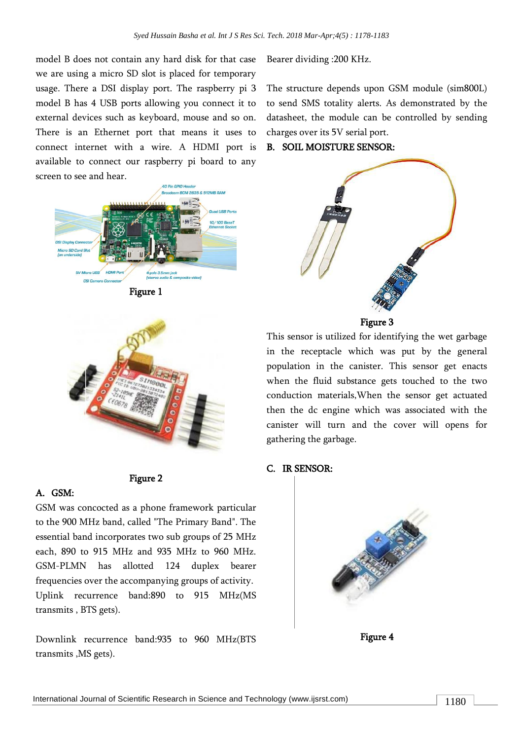model B does not contain any hard disk for that case we are using a micro SD slot is placed for temporary usage. There a DSI display port. The raspberry pi 3 model B has 4 USB ports allowing you connect it to external devices such as keyboard, mouse and so on. There is an Ethernet port that means it uses to connect internet with a wire. A HDMI port is available to connect our raspberry pi board to any screen to see and hear.

Figure 1

Figure 2

## A. GSM:

GSM was concocted as a phone framework particular to the 900 MHz band, called "The Primary Band". The essential band incorporates two sub groups of 25 MHz each, 890 to 915 MHz and 935 MHz to 960 MHz. GSM-PLMN has allotted 124 duplex bearer frequencies over the accompanying groups of activity.

Uplink recurrence band:890 to 915 MHz(MS transmits , BTS gets).

Downlink recurrence band:935 to 960 MHz(BTS transmits ,MS gets).

Bearer dividing :200 KHz.

The structure depends upon GSM module (sim800L) to send SMS totality alerts. As demonstrated by the datasheet, the module can be controlled by sending charges over its 5V serial port.

## B. SOIL MOISTURE SENSOR:

Figure 3

This sensor is utilized for identifying the wet garbage in the receptacle which was put by the general population in the canister. This sensor get enacts when the fluid substance gets touched to the two conduction materials,When the sensor get actuated then the dc engine which was associated with the canister will turn and the cover will opens for gathering the garbage.

## C. IR SENSOR:

Figure 4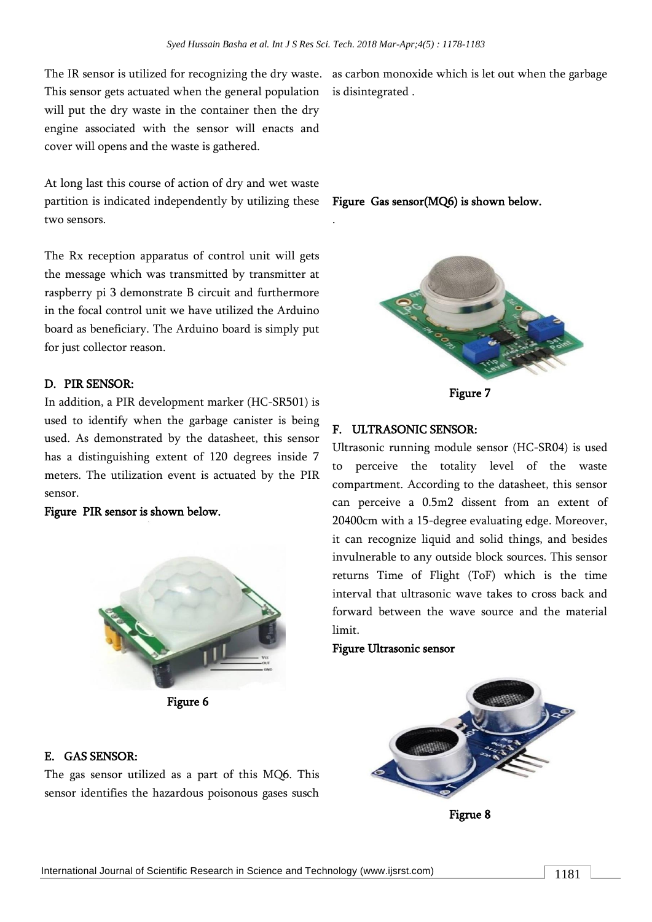The IR sensor is utilized for recognizing the dry waste. This sensor gets actuated when the general population will put the dry waste in the container then the dry engine associated with the sensor will enacts and cover will opens and the waste is gathered.

At long last this course of action of dry and wet waste partition is indicated independently by utilizing these two sensors.

The Rx reception apparatus of control unit will gets the message which was transmitted by transmitter at raspberry pi 3 demonstrate B circuit and furthermore in the focal control unit we have utilized the Arduino board as beneficiary. The Arduino board is simply put for just collector reason.

### D. PIR SENSOR:

In addition, a PIR development marker (HC-SR501) is used to identify when the garbage canister is being used. As demonstrated by the datasheet, this sensor has a distinguishing extent of 120 degrees inside 7 meters. The utilization event is actuated by the PIR sensor.

**Figure PIR sensor is shown below.**

**Figure 6**

### E. GAS SENSOR:

The gas sensor utilized as a part of this MQ6. This sensor identifies the hazardous poisonous gases susch as carbon monoxide which is let out when the garbage is disintegrated .

**Figure Gas sensor(MQ6) is shown below.**

.

**Figure 7**

### F. ULTRASONIC SENSOR:

Ultrasonic running module sensor (HC-SR04) is used to perceive the totality level of the waste compartment. According to the datasheet, this sensor can perceive a 0.5m2 dissent from an extent of 20400cm with a 15-degree evaluating edge. Moreover, it can recognize liquid and solid things, and besides invulnerable to any outside block sources. This sensor returns Time of Flight (ToF) which is the time interval that ultrasonic wave takes to cross back and forward between the wave source and the material limit.

**Figure Ultrasonic sensor**

**Figrue 8**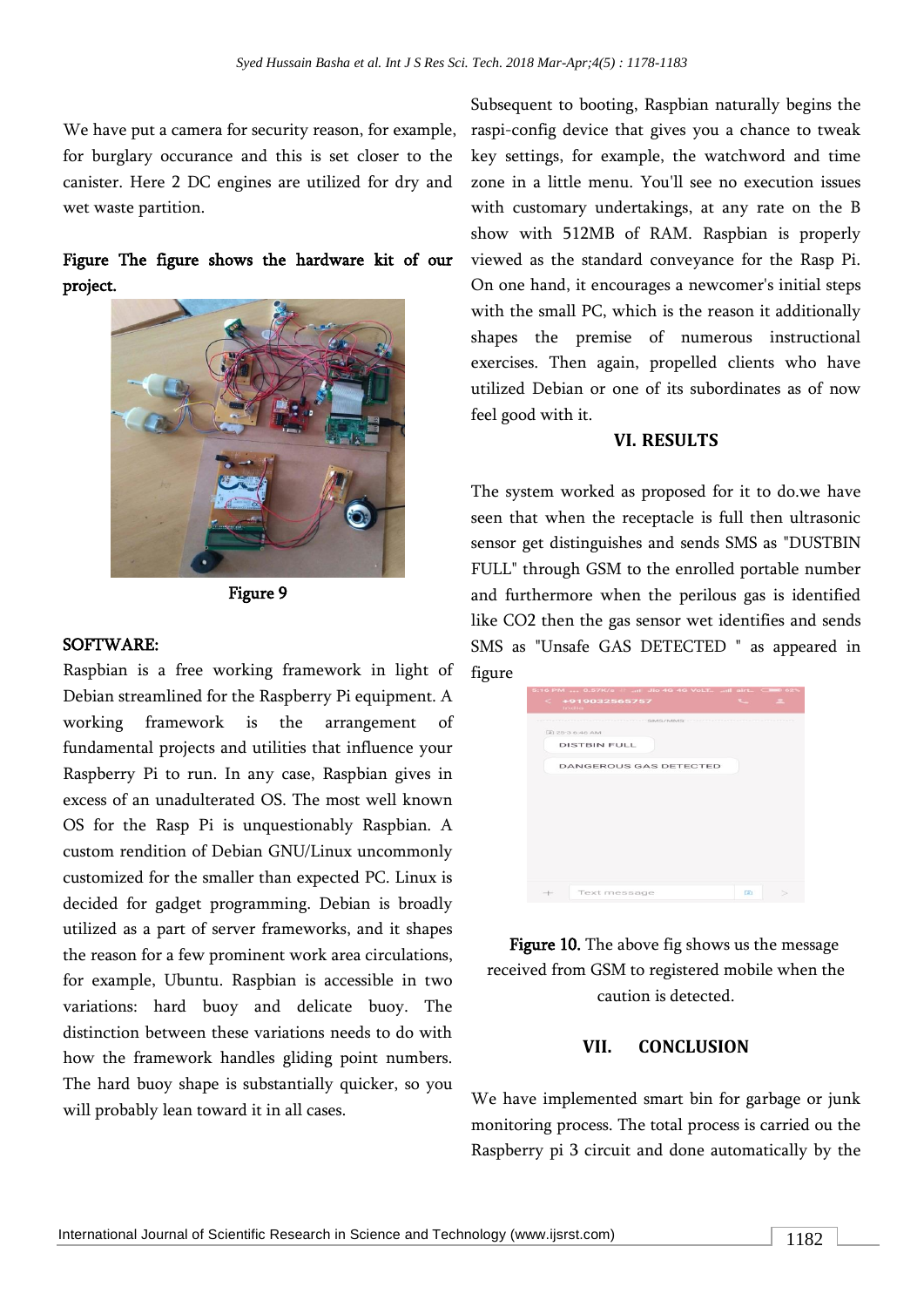We have put a camera for security reason, for example, for burglary occurance and this is set closer to the canister. Here 2 DC engines are utilized for dry and wet waste partition.

**Figure The figure shows the hardware kit of our project.**

Figure 9

**SOFTWARE:**

Raspbian is a free working framework in light of Debian streamlined for the Raspberry Pi equipment. A working framework is the arrangement of fundamental projects and utilities that influence your Raspberry Pi to run. In any case, Raspbian gives in excess of an unadulterated OS. The most well known OS for the Rasp Pi is unquestionably Raspbian. A custom rendition of Debian GNU/Linux uncommonly customized for the smaller than expected PC. Linux is decided for gadget programming. Debian is broadly utilized as a part of server frameworks, and it shapes the reason for a few prominent work area circulations, for example, Ubuntu. Raspbian is accessible in two variations: hard buoy and delicate buoy. The distinction between these variations needs to do with how the framework handles gliding point numbers. The hard buoy shape is substantially quicker, so you will probably lean toward it in all cases.

Subsequent to booting, Raspbian naturally begins the raspi-config device that gives you a chance to tweak key settings, for example, the watchword and time zone in a little menu. You'll see no execution issues with customary undertakings, at any rate on the B show with 512MB of RAM. Raspbian is properly viewed as the standard conveyance for the Rasp Pi. On one hand, it encourages a newcomer's initial steps with the small PC, which is the reason it additionally shapes the premise of numerous instructional exercises. Then again, propelled clients who have utilized Debian or one of its subordinates as of now feel good with it.

## VI. RESULTS

The system worked as proposed for it to do.we have seen that when the receptacle is full then ultrasonic sensor get distinguishes and sends SMS as "DUSTBIN FULL" through GSM to the enrolled portable number and furthermore when the perilous gas is identified like CO2 then the gas sensor wet identifies and sends SMS as "Unsafe GAS DETECTED " as appeared in figure

**Figure 10.** The above fig shows us the message received from GSM to registered mobile when the caution is detected.

## VII. CONCLUSION

We have implemented smart bin for garbage or junk monitoring process. The total process is carried ou the Raspberry pi 3 circuit and done automatically by the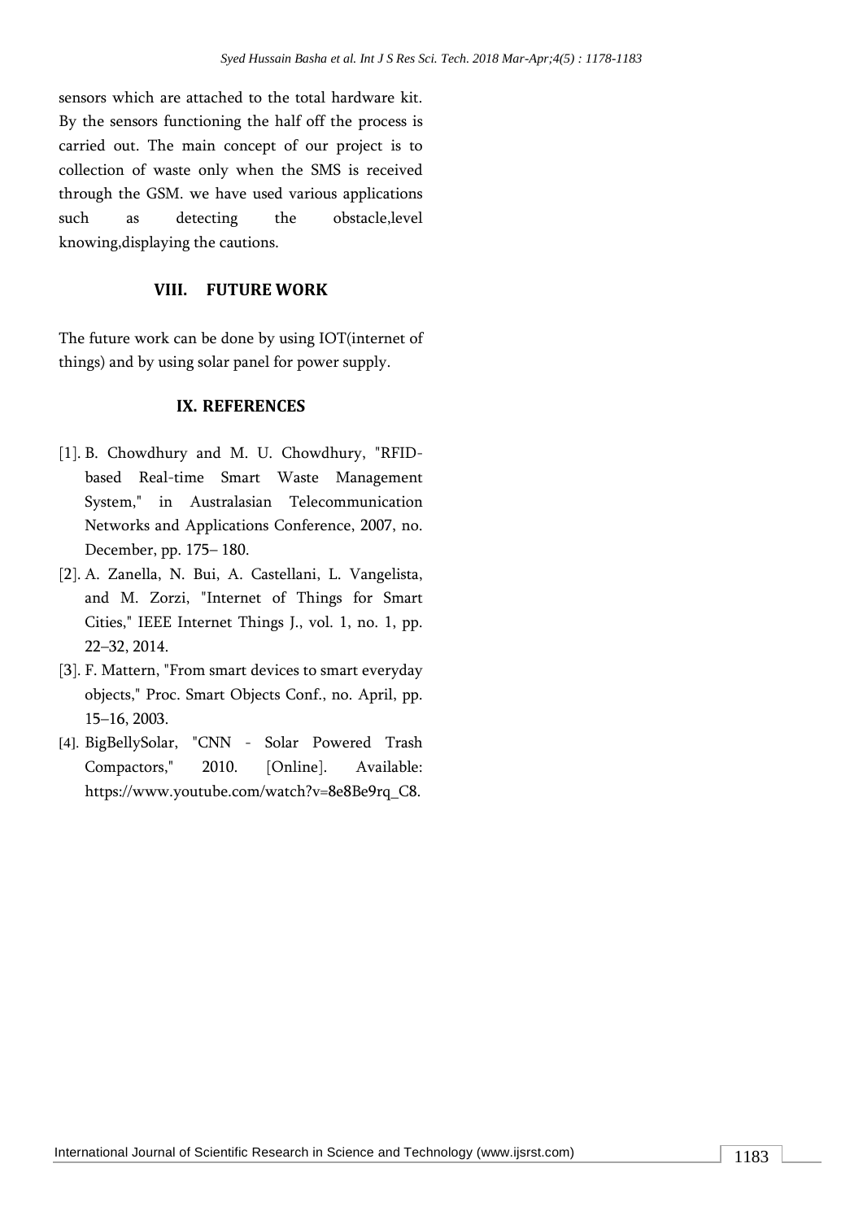sensors which are attached to the total hardware kit. By the sensors functioning the half off the process is carried out. The main concept of our project is to collection of waste only when the SMS is received through the GSM. we have used various applications such as detecting the obstacle,level knowing,displaying the cautions.

## VIII. FUTURE WORK

The future work can be done by using IOT(internet of things) and by using solar panel for power supply.

## IX. REFERENCES

[1]. B. Chowdhury and M. U. Chowdhury, "RFID-based Real-time Smart Waste Management System," in Australasian Telecommunication Networks and Applications Conference, 2007, no. December, pp. 175– 180.

[2]. A. Zanella, N. Bui, A. Castellani, L. Vangelista, and M. Zorzi, "Internet of Things for Smart Cities," IEEE Internet Things J., vol. 1, no. 1, pp. 22–32, 2014.

[3]. F. Mattern, "From smart devices to smart everyday objects," Proc. Smart Objects Conf., no. April, pp. 15–16, 2003.

[4]. BigBellySolar, "CNN - Solar Powered Trash Compactors," 2010. [Online]. Available: https://www.youtube.com/watch?v=8e8Be9rq_C8.